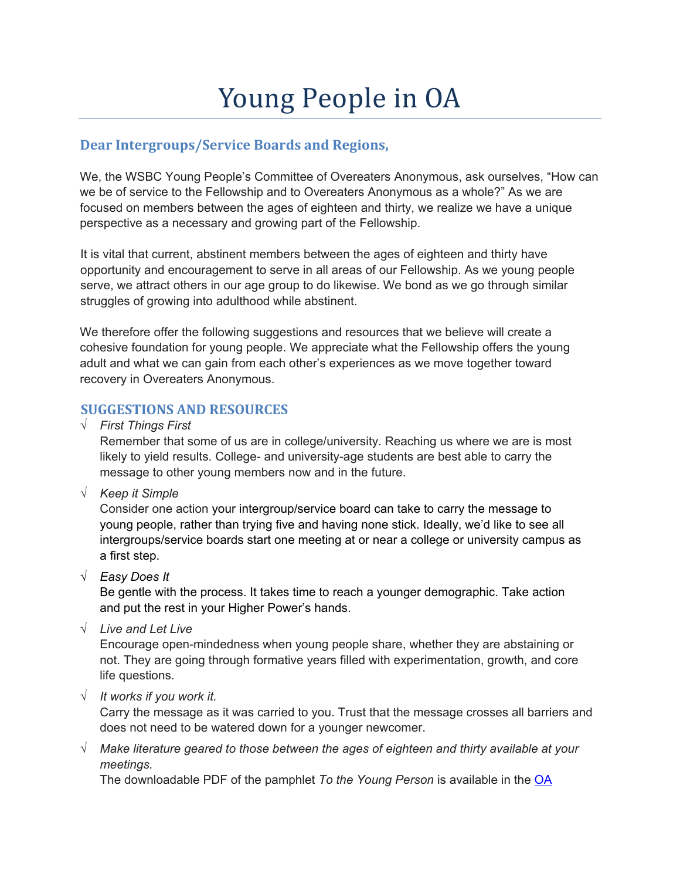# Young People in OA

## Dear Intergroups/Service Boards and Regions,

We, the WSBC Young People's Committee of Overeaters Anonymous, ask ourselves, "How can we be of service to the Fellowship and to Overeaters Anonymous as a whole?" As we are focused on members between the ages of eighteen and thirty, we realize we have a unique perspective as a necessary and growing part of the Fellowship.

It is vital that current, abstinent members between the ages of eighteen and thirty have opportunity and encouragement to serve in all areas of our Fellowship. As we young people serve, we attract others in our age group to do likewise. We bond as we go through similar struggles of growing into adulthood while abstinent.

We therefore offer the following suggestions and resources that we believe will create a cohesive foundation for young people. We appreciate what the Fellowship offers the young adult and what we can gain from each other's experiences as we move together toward recovery in Overeaters Anonymous.

## SUGGESTIONS AND RESOURCES

- √ *First Things First*
  Remember that some of us are in college/university. Reaching us where we are is most likely to yield results. College- and university-age students are best able to carry the message to other young members now and in the future.
- √ *Keep it Simple*
  Consider one action your intergroup/service board can take to carry the message to young people, rather than trying five and having none stick. Ideally, we'd like to see all intergroups/service boards start one meeting at or near a college or university campus as a first step.
- √ *Easy Does It*
  Be gentle with the process. It takes time to reach a younger demographic. Take action and put the rest in your Higher Power's hands.
- √ *Live and Let Live*
  Encourage open-mindedness when young people share, whether they are abstaining or not. They are going through formative years filled with experimentation, growth, and core life questions.
- √ *It works if you work it.*
  Carry the message as it was carried to you. Trust that the message crosses all barriers and does not need to be watered down for a younger newcomer.
- √ *Make literature geared to those between the ages of eighteen and thirty available at your meetings.*
  The downloadable PDF of the pamphlet *To the Young Person* is available in the OA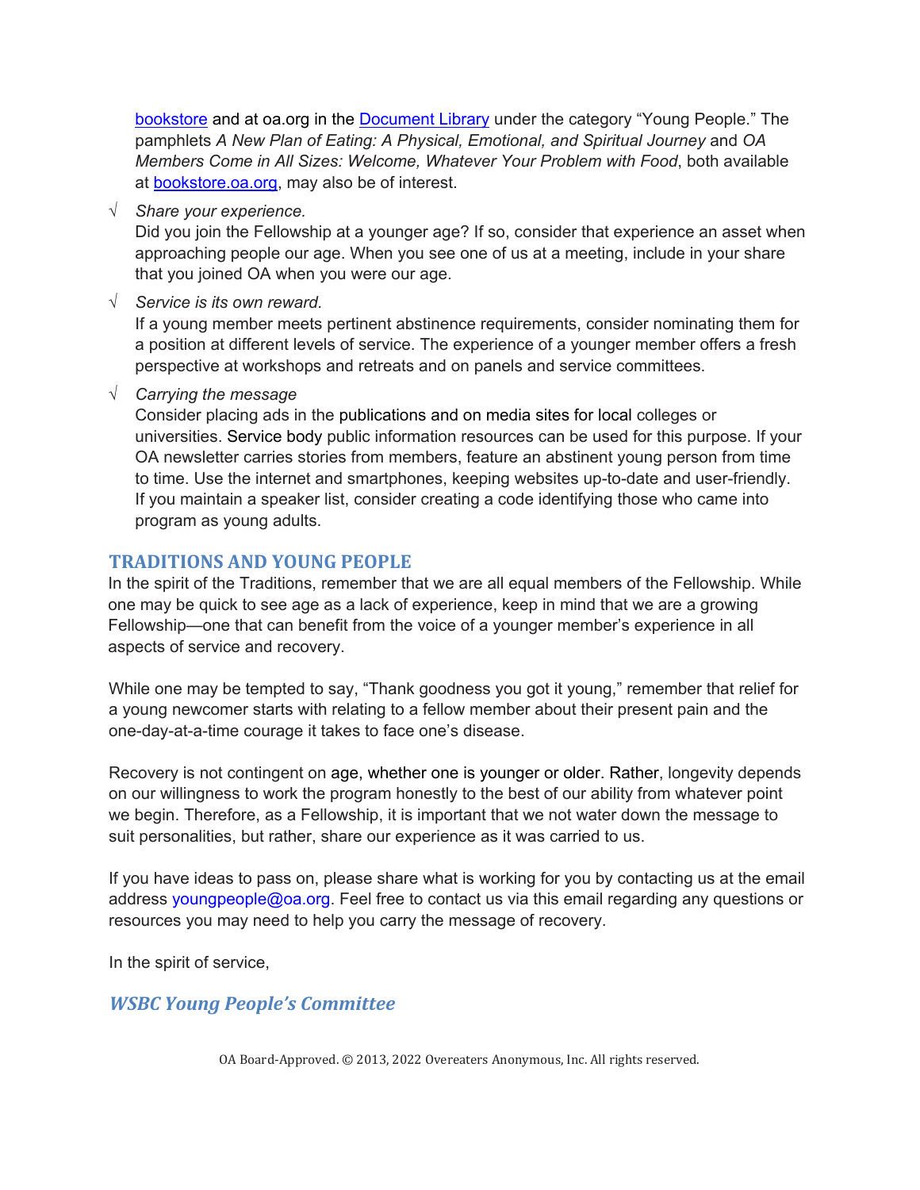bookstore and at oa.org in the Document Library under the category "Young People." The pamphlets *A New Plan of Eating: A Physical, Emotional, and Spiritual Journey* and *OA Members Come in All Sizes: Welcome, Whatever Your Problem with Food*, both available at bookstore.oa.org, may also be of interest.

√ *Share your experience.*
Did you join the Fellowship at a younger age? If so, consider that experience an asset when approaching people our age. When you see one of us at a meeting, include in your share that you joined OA when you were our age.

√ *Service is its own reward.*
If a young member meets pertinent abstinence requirements, consider nominating them for a position at different levels of service. The experience of a younger member offers a fresh perspective at workshops and retreats and on panels and service committees.

√ *Carrying the message*
Consider placing ads in the publications and on media sites for local colleges or universities. Service body public information resources can be used for this purpose. If your OA newsletter carries stories from members, feature an abstinent young person from time to time. Use the internet and smartphones, keeping websites up-to-date and user-friendly. If you maintain a speaker list, consider creating a code identifying those who came into program as young adults.

## TRADITIONS AND YOUNG PEOPLE

In the spirit of the Traditions, remember that we are all equal members of the Fellowship. While one may be quick to see age as a lack of experience, keep in mind that we are a growing Fellowship—one that can benefit from the voice of a younger member's experience in all aspects of service and recovery.

While one may be tempted to say, "Thank goodness you got it young," remember that relief for a young newcomer starts with relating to a fellow member about their present pain and the one-day-at-a-time courage it takes to face one's disease.

Recovery is not contingent on age, whether one is younger or older. Rather, longevity depends on our willingness to work the program honestly to the best of our ability from whatever point we begin. Therefore, as a Fellowship, it is important that we not water down the message to suit personalities, but rather, share our experience as it was carried to us.

If you have ideas to pass on, please share what is working for you by contacting us at the email address youngpeople@oa.org. Feel free to contact us via this email regarding any questions or resources you may need to help you carry the message of recovery.

In the spirit of service,

***WSBC Young People's Committee***

OA Board-Approved. © 2013, 2022 Overeaters Anonymous, Inc. All rights reserved.